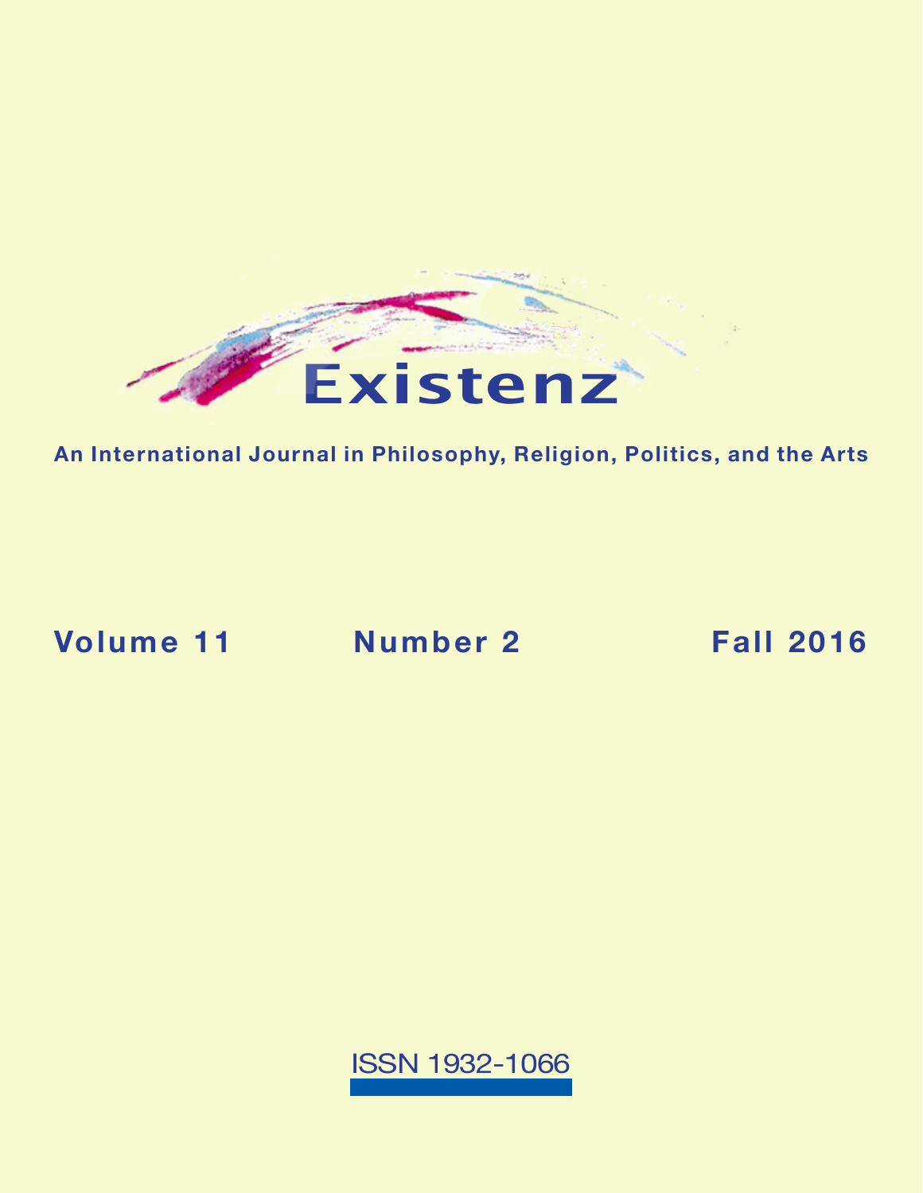# Existenz

**An International Journal in Philosophy, Religion, Politics, and the Arts**

**Volume 11 Number 2 Fall 2016**

ISSN 1932-1066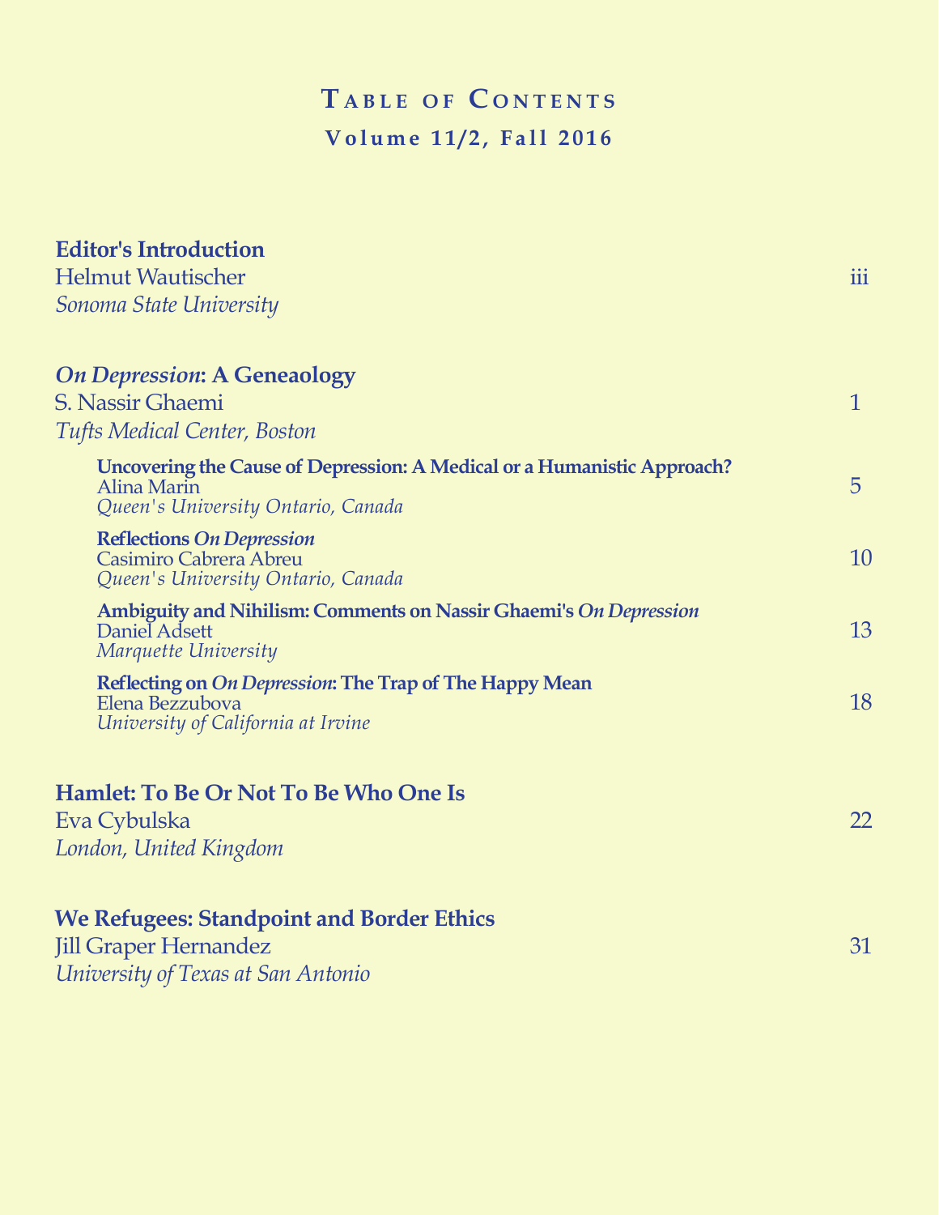# Table of Contents

## Volume 11/2, Fall 2016

**Editor's Introduction**
Helmut Wautischer — iii
*Sonoma State University*

***On Depression*: A Geneaology**
S. Nassir Ghaemi — 1
*Tufts Medical Center, Boston*

- **Uncovering the Cause of Depression: A Medical or a Humanistic Approach?**
  Alina Marin — 5
  *Queen's University Ontario, Canada*

- **Reflections *On Depression***
  Casimiro Cabrera Abreu — 10
  *Queen's University Ontario, Canada*

- **Ambiguity and Nihilism: Comments on Nassir Ghaemi's *On Depression***
  Daniel Adsett — 13
  *Marquette University*

- **Reflecting on *On Depression*: The Trap of The Happy Mean**
  Elena Bezzubova — 18
  *University of California at Irvine*

**Hamlet: To Be Or Not To Be Who One Is**
Eva Cybulska — 22
*London, United Kingdom*

**We Refugees: Standpoint and Border Ethics**
Jill Graper Hernandez — 31
*University of Texas at San Antonio*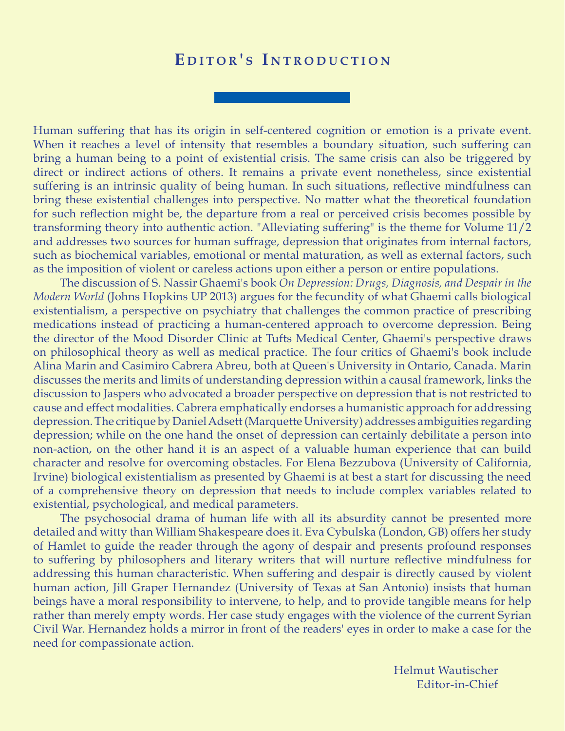# Editor's Introduction

Human suffering that has its origin in self-centered cognition or emotion is a private event. When it reaches a level of intensity that resembles a boundary situation, such suffering can bring a human being to a point of existential crisis. The same crisis can also be triggered by direct or indirect actions of others. It remains a private event nonetheless, since existential suffering is an intrinsic quality of being human. In such situations, reflective mindfulness can bring these existential challenges into perspective. No matter what the theoretical foundation for such reflection might be, the departure from a real or perceived crisis becomes possible by transforming theory into authentic action. "Alleviating suffering" is the theme for Volume 11/2 and addresses two sources for human suffrage, depression that originates from internal factors, such as biochemical variables, emotional or mental maturation, as well as external factors, such as the imposition of violent or careless actions upon either a person or entire populations.

The discussion of S. Nassir Ghaemi's book *On Depression: Drugs, Diagnosis, and Despair in the Modern World* (Johns Hopkins UP 2013) argues for the fecundity of what Ghaemi calls biological existentialism, a perspective on psychiatry that challenges the common practice of prescribing medications instead of practicing a human-centered approach to overcome depression. Being the director of the Mood Disorder Clinic at Tufts Medical Center, Ghaemi's perspective draws on philosophical theory as well as medical practice. The four critics of Ghaemi's book include Alina Marin and Casimiro Cabrera Abreu, both at Queen's University in Ontario, Canada. Marin discusses the merits and limits of understanding depression within a causal framework, links the discussion to Jaspers who advocated a broader perspective on depression that is not restricted to cause and effect modalities. Cabrera emphatically endorses a humanistic approach for addressing depression. The critique by Daniel Adsett (Marquette University) addresses ambiguities regarding depression; while on the one hand the onset of depression can certainly debilitate a person into non-action, on the other hand it is an aspect of a valuable human experience that can build character and resolve for overcoming obstacles. For Elena Bezzubova (University of California, Irvine) biological existentialism as presented by Ghaemi is at best a start for discussing the need of a comprehensive theory on depression that needs to include complex variables related to existential, psychological, and medical parameters.

The psychosocial drama of human life with all its absurdity cannot be presented more detailed and witty than William Shakespeare does it. Eva Cybulska (London, GB) offers her study of Hamlet to guide the reader through the agony of despair and presents profound responses to suffering by philosophers and literary writers that will nurture reflective mindfulness for addressing this human characteristic. When suffering and despair is directly caused by violent human action, Jill Graper Hernandez (University of Texas at San Antonio) insists that human beings have a moral responsibility to intervene, to help, and to provide tangible means for help rather than merely empty words. Her case study engages with the violence of the current Syrian Civil War. Hernandez holds a mirror in front of the readers' eyes in order to make a case for the need for compassionate action.

Helmut Wautischer
Editor-in-Chief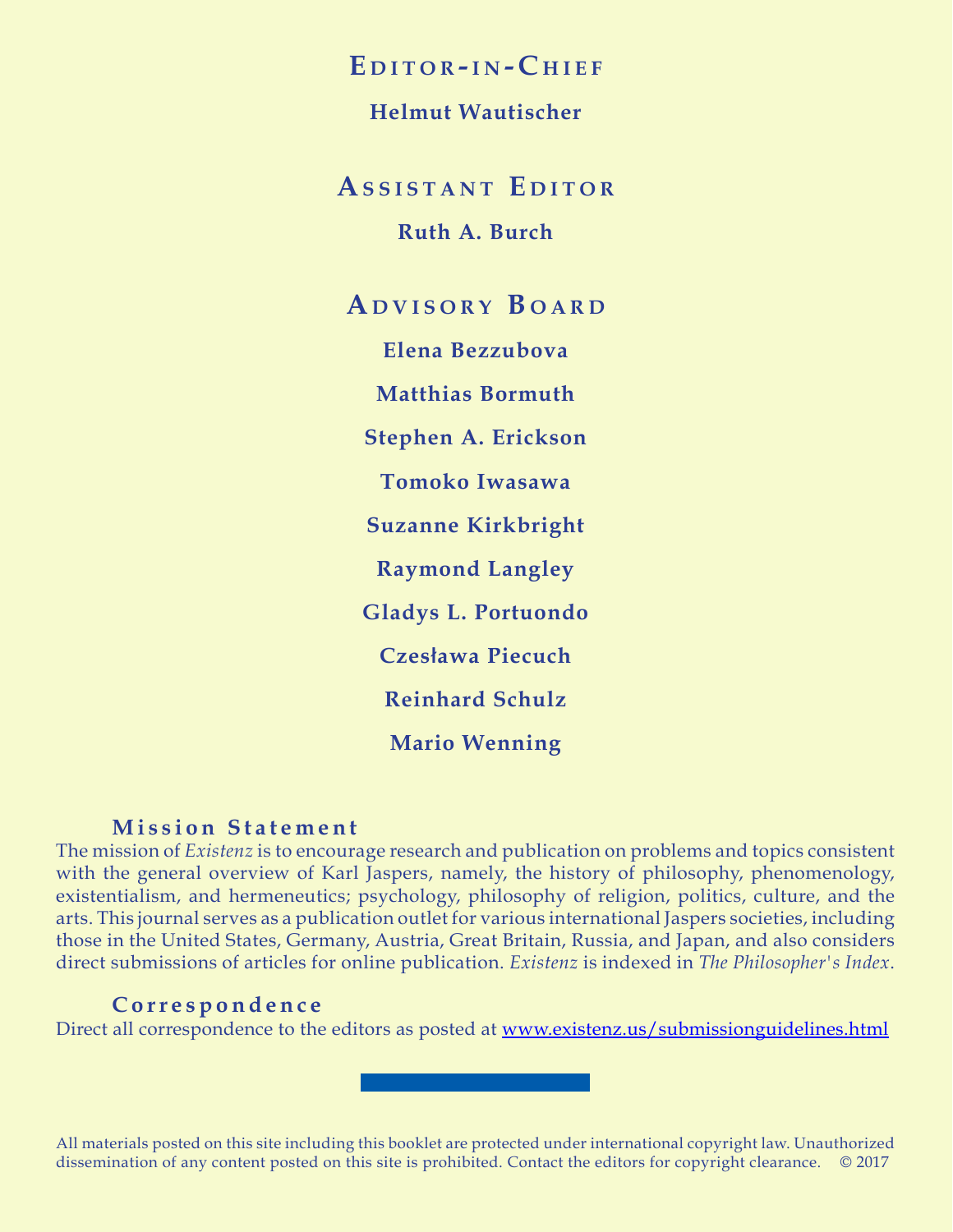## Editor-in-Chief

**Helmut Wautischer**

## Assistant Editor

**Ruth A. Burch**

## Advisory Board

**Elena Bezzubova**

**Matthias Bormuth**

**Stephen A. Erickson**

**Tomoko Iwasawa**

**Suzanne Kirkbright**

**Raymond Langley**

**Gladys L. Portuondo**

**Czesława Piecuch**

**Reinhard Schulz**

**Mario Wenning**

### Mission Statement

The mission of *Existenz* is to encourage research and publication on problems and topics consistent with the general overview of Karl Jaspers, namely, the history of philosophy, phenomenology, existentialism, and hermeneutics; psychology, philosophy of religion, politics, culture, and the arts. This journal serves as a publication outlet for various international Jaspers societies, including those in the United States, Germany, Austria, Great Britain, Russia, and Japan, and also considers direct submissions of articles for online publication. *Existenz* is indexed in *The Philosopher's Index*.

### Correspondence

Direct all correspondence to the editors as posted at www.existenz.us/submissionguidelines.html

All materials posted on this site including this booklet are protected under international copyright law. Unauthorized dissemination of any content posted on this site is prohibited. Contact the editors for copyright clearance. © 2017